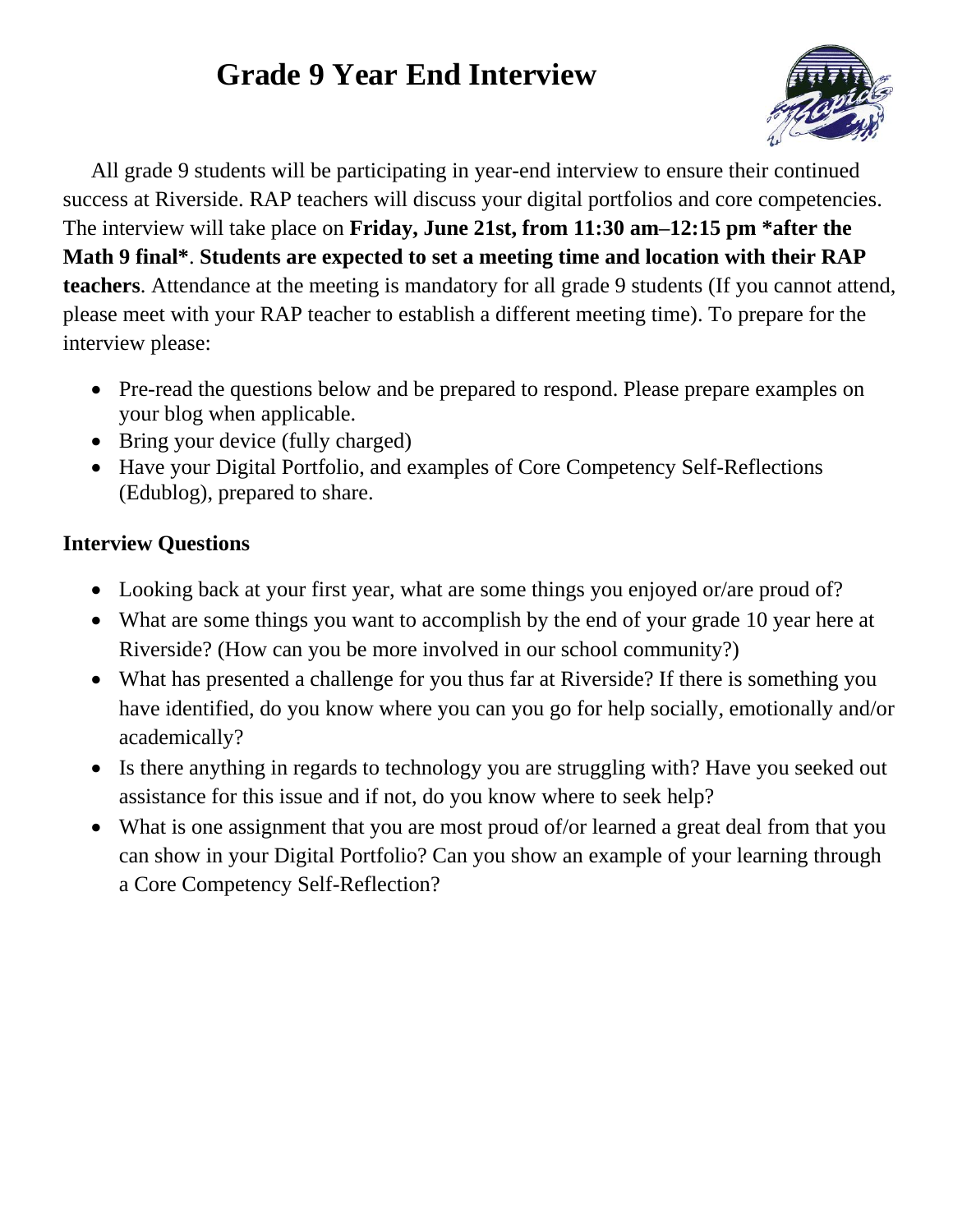# Grade 9 Year End Interview

All grade 9 students will be participating in year-end interview to ensure their continued success at Riverside. RAP teachers will discuss your digital portfolios and core competencies. The interview will take place on **Friday, June 21st, from 11:30 am–12:15 pm *after the Math 9 final***. **Students are expected to set a meeting time and location with their RAP teachers**. Attendance at the meeting is mandatory for all grade 9 students (If you cannot attend, please meet with your RAP teacher to establish a different meeting time). To prepare for the interview please:

- Pre-read the questions below and be prepared to respond. Please prepare examples on your blog when applicable.
- Bring your device (fully charged)
- Have your Digital Portfolio, and examples of Core Competency Self-Reflections (Edublog), prepared to share.

**Interview Questions**

- Looking back at your first year, what are some things you enjoyed or/are proud of?
- What are some things you want to accomplish by the end of your grade 10 year here at Riverside? (How can you be more involved in our school community?)
- What has presented a challenge for you thus far at Riverside? If there is something you have identified, do you know where you can you go for help socially, emotionally and/or academically?
- Is there anything in regards to technology you are struggling with? Have you seeked out assistance for this issue and if not, do you know where to seek help?
- What is one assignment that you are most proud of/or learned a great deal from that you can show in your Digital Portfolio? Can you show an example of your learning through a Core Competency Self-Reflection?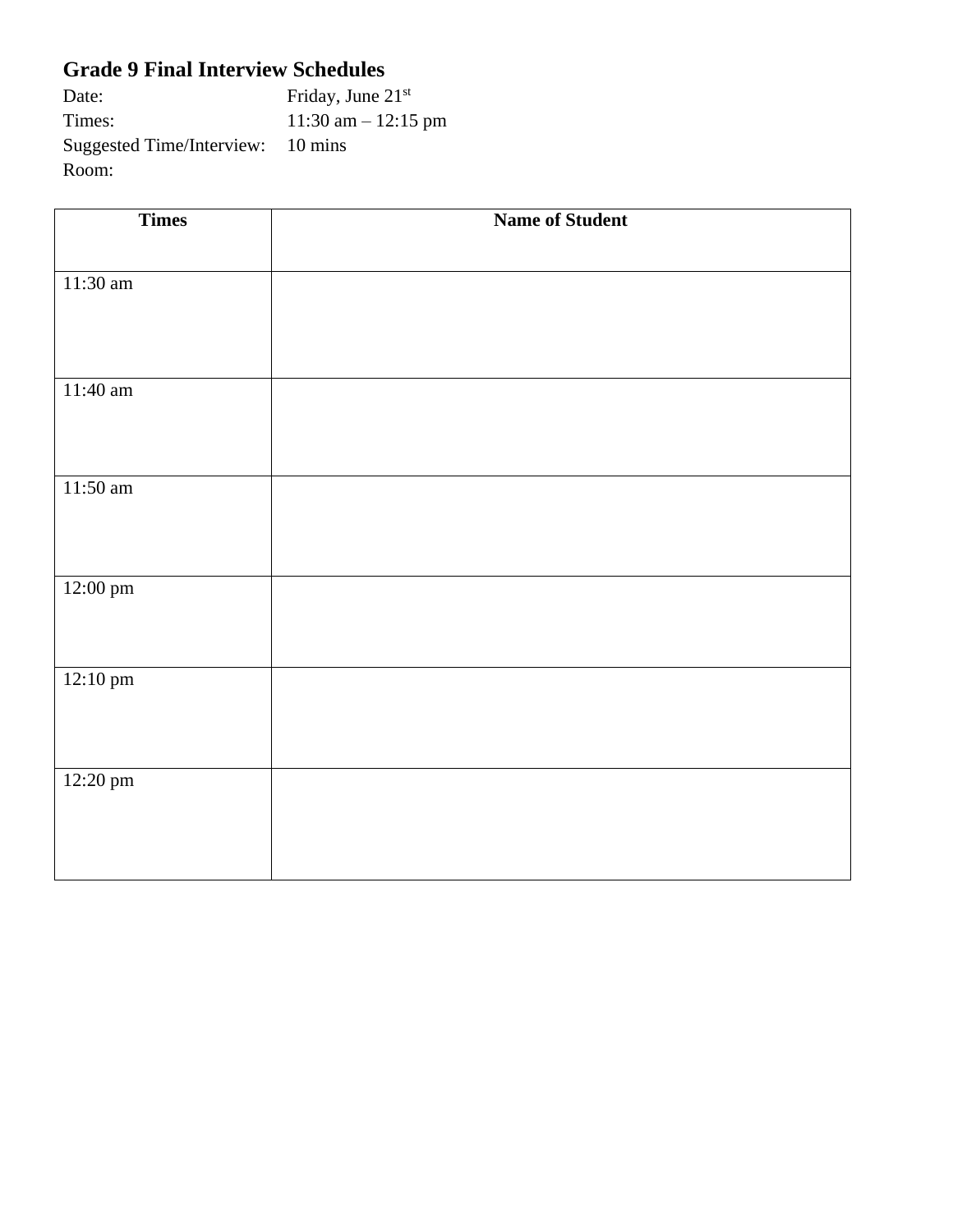## Grade 9 Final Interview Schedules

Date: Friday, June 21st
Times: 11:30 am – 12:15 pm
Suggested Time/Interview: 10 mins
Room:

| Times | Name of Student |
| --- | --- |
| 11:30 am | |
| 11:40 am | |
| 11:50 am | |
| 12:00 pm | |
| 12:10 pm | |
| 12:20 pm | |